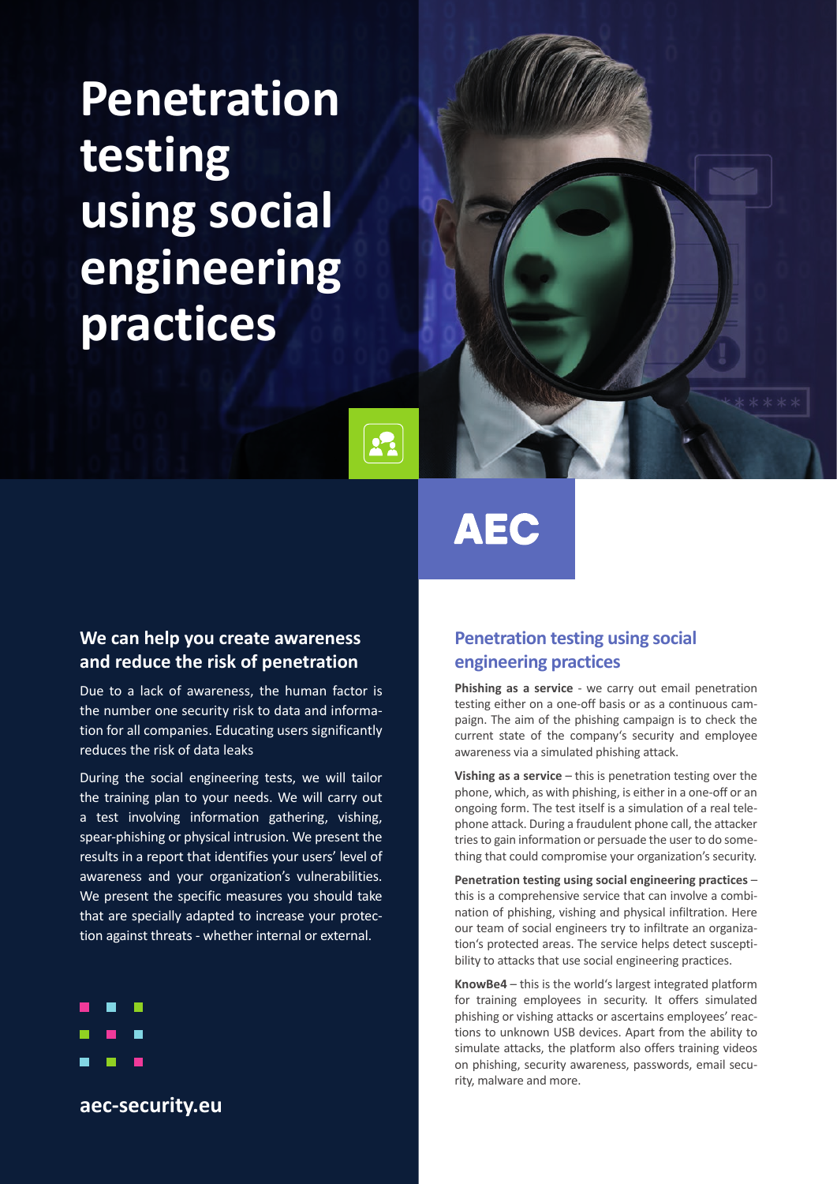# Penetration testing using social engineering practices

AEC

## We can help you create awareness and reduce the risk of penetration

Due to a lack of awareness, the human factor is the number one security risk to data and information for all companies. Educating users significantly reduces the risk of data leaks

During the social engineering tests, we will tailor the training plan to your needs. We will carry out a test involving information gathering, vishing, spear-phishing or physical intrusion. We present the results in a report that identifies your users' level of awareness and your organization's vulnerabilities. We present the specific measures you should take that are specially adapted to increase your protection against threats - whether internal or external.

**aec-security.eu**

## Penetration testing using social engineering practices

**Phishing as a service** - we carry out email penetration testing either on a one-off basis or as a continuous campaign. The aim of the phishing campaign is to check the current state of the company's security and employee awareness via a simulated phishing attack.

**Vishing as a service** – this is penetration testing over the phone, which, as with phishing, is either in a one-off or an ongoing form. The test itself is a simulation of a real telephone attack. During a fraudulent phone call, the attacker tries to gain information or persuade the user to do something that could compromise your organization's security.

**Penetration testing using social engineering practices** – this is a comprehensive service that can involve a combination of phishing, vishing and physical infiltration. Here our team of social engineers try to infiltrate an organization's protected areas. The service helps detect susceptibility to attacks that use social engineering practices.

**KnowBe4** – this is the world's largest integrated platform for training employees in security. It offers simulated phishing or vishing attacks or ascertains employees' reactions to unknown USB devices. Apart from the ability to simulate attacks, the platform also offers training videos on phishing, security awareness, passwords, email security, malware and more.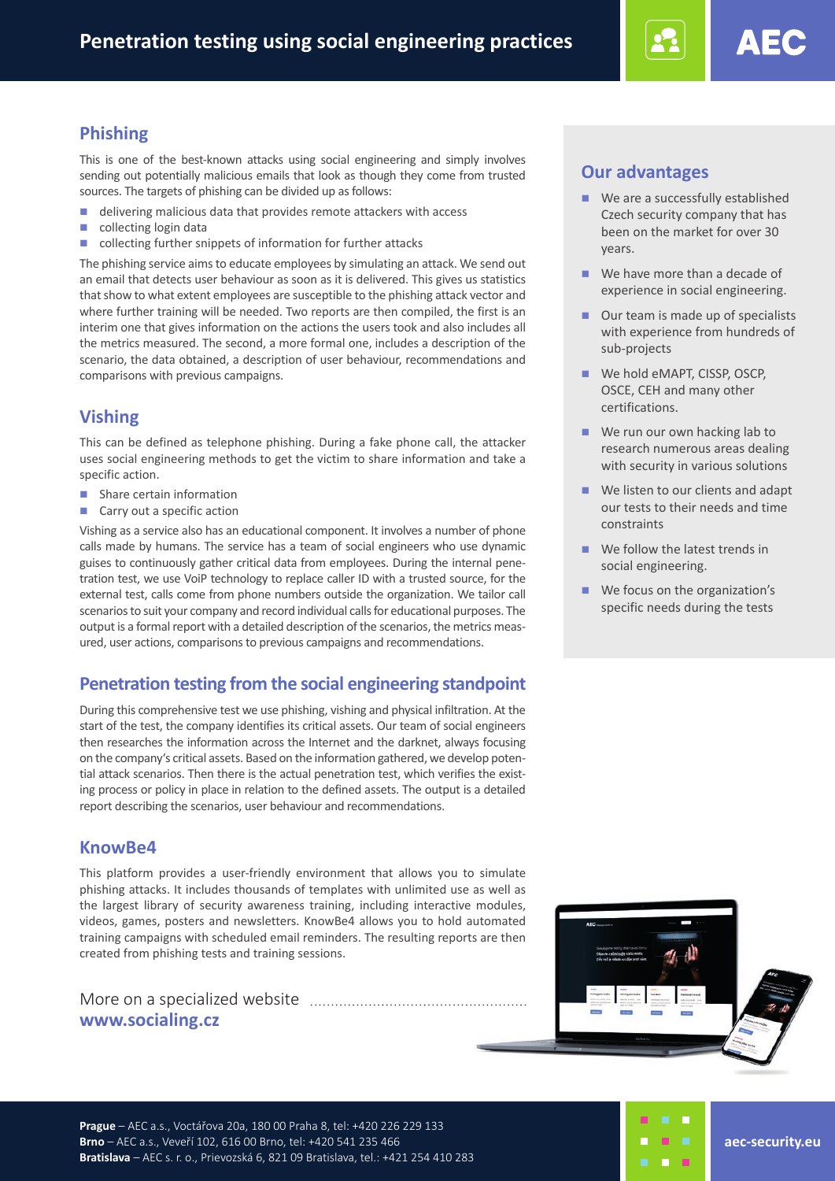# Penetration testing using social engineering practices

## Phishing

This is one of the best-known attacks using social engineering and simply involves sending out potentially malicious emails that look as though they come from trusted sources. The targets of phishing can be divided up as follows:

- delivering malicious data that provides remote attackers with access
- collecting login data
- collecting further snippets of information for further attacks

The phishing service aims to educate employees by simulating an attack. We send out an email that detects user behaviour as soon as it is delivered. This gives us statistics that show to what extent employees are susceptible to the phishing attack vector and where further training will be needed. Two reports are then compiled, the first is an interim one that gives information on the actions the users took and also includes all the metrics measured. The second, a more formal one, includes a description of the scenario, the data obtained, a description of user behaviour, recommendations and comparisons with previous campaigns.

## Vishing

This can be defined as telephone phishing. During a fake phone call, the attacker uses social engineering methods to get the victim to share information and take a specific action.

- Share certain information
- Carry out a specific action

Vishing as a service also has an educational component. It involves a number of phone calls made by humans. The service has a team of social engineers who use dynamic guises to continuously gather critical data from employees. During the internal penetration test, we use VoiP technology to replace caller ID with a trusted source, for the external test, calls come from phone numbers outside the organization. We tailor call scenarios to suit your company and record individual calls for educational purposes. The output is a formal report with a detailed description of the scenarios, the metrics measured, user actions, comparisons to previous campaigns and recommendations.

## Penetration testing from the social engineering standpoint

During this comprehensive test we use phishing, vishing and physical infiltration. At the start of the test, the company identifies its critical assets. Our team of social engineers then researches the information across the Internet and the darknet, always focusing on the company's critical assets. Based on the information gathered, we develop potential attack scenarios. Then there is the actual penetration test, which verifies the existing process or policy in place in relation to the defined assets. The output is a detailed report describing the scenarios, user behaviour and recommendations.

## KnowBe4

This platform provides a user-friendly environment that allows you to simulate phishing attacks. It includes thousands of templates with unlimited use as well as the largest library of security awareness training, including interactive modules, videos, games, posters and newsletters. KnowBe4 allows you to hold automated training campaigns with scheduled email reminders. The resulting reports are then created from phishing tests and training sessions.

More on a specialized website
**www.socialing.cz**

## Our advantages

- We are a successfully established Czech security company that has been on the market for over 30 years.
- We have more than a decade of experience in social engineering.
- Our team is made up of specialists with experience from hundreds of sub-projects
- We hold eMAPT, CISSP, OSCP, OSCE, CEH and many other certifications.
- We run our own hacking lab to research numerous areas dealing with security in various solutions
- We listen to our clients and adapt our tests to their needs and time constraints
- We follow the latest trends in social engineering.
- We focus on the organization's specific needs during the tests

**Prague** – AEC a.s., Voctářova 20a, 180 00 Praha 8, tel: +420 226 229 133
**Brno** – AEC a.s., Veveří 102, 616 00 Brno, tel: +420 541 235 466
**Bratislava** – AEC s. r. o., Prievozská 6, 821 09 Bratislava, tel.: +421 254 410 283

aec-security.eu